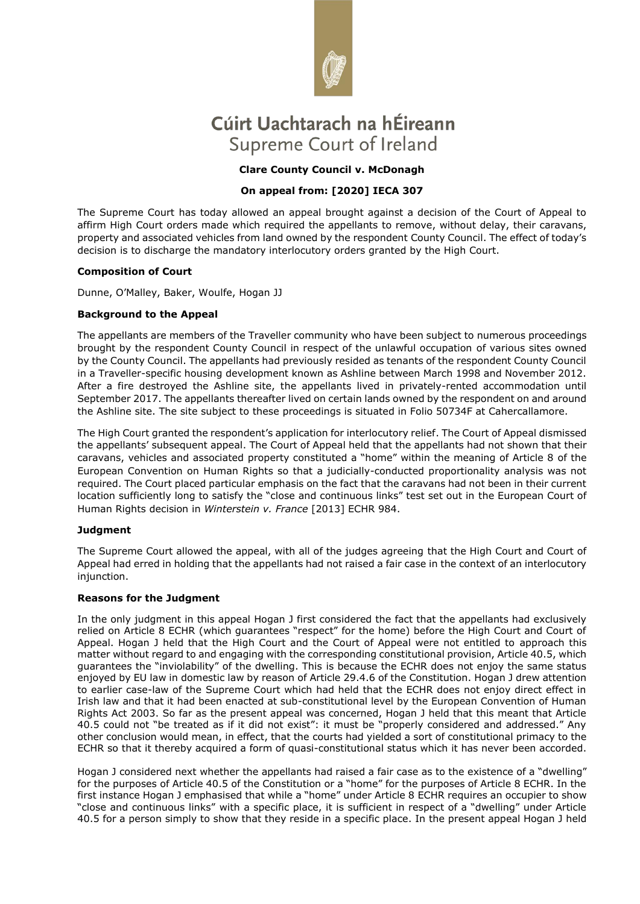# Cúirt Uachtarach na hÉireann
## Supreme Court of Ireland

**Clare County Council v. McDonagh**

**On appeal from: [2020] IECA 307**

The Supreme Court has today allowed an appeal brought against a decision of the Court of Appeal to affirm High Court orders made which required the appellants to remove, without delay, their caravans, property and associated vehicles from land owned by the respondent County Council. The effect of today's decision is to discharge the mandatory interlocutory orders granted by the High Court.

### Composition of Court

Dunne, O'Malley, Baker, Woulfe, Hogan JJ

### Background to the Appeal

The appellants are members of the Traveller community who have been subject to numerous proceedings brought by the respondent County Council in respect of the unlawful occupation of various sites owned by the County Council. The appellants had previously resided as tenants of the respondent County Council in a Traveller-specific housing development known as Ashline between March 1998 and November 2012. After a fire destroyed the Ashline site, the appellants lived in privately-rented accommodation until September 2017. The appellants thereafter lived on certain lands owned by the respondent on and around the Ashline site. The site subject to these proceedings is situated in Folio 50734F at Cahercallamore.

The High Court granted the respondent's application for interlocutory relief. The Court of Appeal dismissed the appellants' subsequent appeal. The Court of Appeal held that the appellants had not shown that their caravans, vehicles and associated property constituted a "home" within the meaning of Article 8 of the European Convention on Human Rights so that a judicially-conducted proportionality analysis was not required. The Court placed particular emphasis on the fact that the caravans had not been in their current location sufficiently long to satisfy the "close and continuous links" test set out in the European Court of Human Rights decision in *Winterstein v. France* [2013] ECHR 984.

### Judgment

The Supreme Court allowed the appeal, with all of the judges agreeing that the High Court and Court of Appeal had erred in holding that the appellants had not raised a fair case in the context of an interlocutory injunction.

### Reasons for the Judgment

In the only judgment in this appeal Hogan J first considered the fact that the appellants had exclusively relied on Article 8 ECHR (which guarantees "respect" for the home) before the High Court and Court of Appeal. Hogan J held that the High Court and the Court of Appeal were not entitled to approach this matter without regard to and engaging with the corresponding constitutional provision, Article 40.5, which guarantees the "inviolability" of the dwelling. This is because the ECHR does not enjoy the same status enjoyed by EU law in domestic law by reason of Article 29.4.6 of the Constitution. Hogan J drew attention to earlier case-law of the Supreme Court which had held that the ECHR does not enjoy direct effect in Irish law and that it had been enacted at sub-constitutional level by the European Convention of Human Rights Act 2003. So far as the present appeal was concerned, Hogan J held that this meant that Article 40.5 could not "be treated as if it did not exist": it must be "properly considered and addressed." Any other conclusion would mean, in effect, that the courts had yielded a sort of constitutional primacy to the ECHR so that it thereby acquired a form of quasi-constitutional status which it has never been accorded.

Hogan J considered next whether the appellants had raised a fair case as to the existence of a "dwelling" for the purposes of Article 40.5 of the Constitution or a "home" for the purposes of Article 8 ECHR. In the first instance Hogan J emphasised that while a "home" under Article 8 ECHR requires an occupier to show "close and continuous links" with a specific place, it is sufficient in respect of a "dwelling" under Article 40.5 for a person simply to show that they reside in a specific place. In the present appeal Hogan J held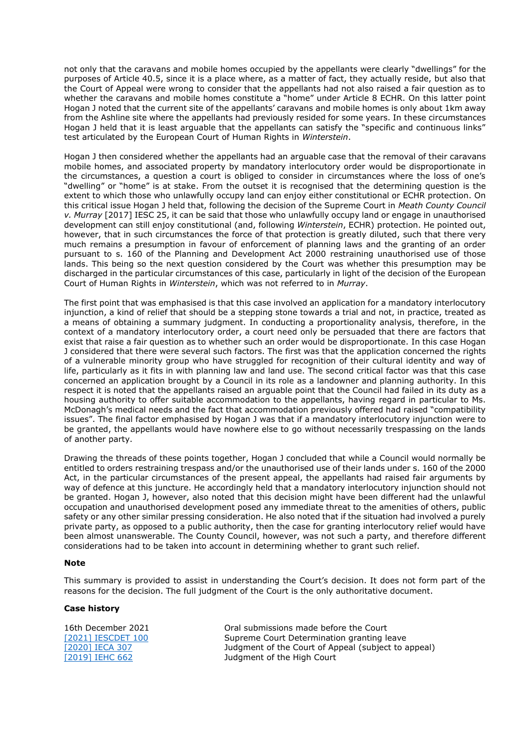not only that the caravans and mobile homes occupied by the appellants were clearly "dwellings" for the purposes of Article 40.5, since it is a place where, as a matter of fact, they actually reside, but also that the Court of Appeal were wrong to consider that the appellants had not also raised a fair question as to whether the caravans and mobile homes constitute a "home" under Article 8 ECHR. On this latter point Hogan J noted that the current site of the appellants' caravans and mobile homes is only about 1km away from the Ashline site where the appellants had previously resided for some years. In these circumstances Hogan J held that it is least arguable that the appellants can satisfy the "specific and continuous links" test articulated by the European Court of Human Rights in *Winterstein*.

Hogan J then considered whether the appellants had an arguable case that the removal of their caravans mobile homes, and associated property by mandatory interlocutory order would be disproportionate in the circumstances, a question a court is obliged to consider in circumstances where the loss of one's "dwelling" or "home" is at stake. From the outset it is recognised that the determining question is the extent to which those who unlawfully occupy land can enjoy either constitutional or ECHR protection. On this critical issue Hogan J held that, following the decision of the Supreme Court in *Meath County Council v. Murray* [2017] IESC 25, it can be said that those who unlawfully occupy land or engage in unauthorised development can still enjoy constitutional (and, following *Winterstein*, ECHR) protection. He pointed out, however, that in such circumstances the force of that protection is greatly diluted, such that there very much remains a presumption in favour of enforcement of planning laws and the granting of an order pursuant to s. 160 of the Planning and Development Act 2000 restraining unauthorised use of those lands. This being so the next question considered by the Court was whether this presumption may be discharged in the particular circumstances of this case, particularly in light of the decision of the European Court of Human Rights in *Winterstein*, which was not referred to in *Murray*.

The first point that was emphasised is that this case involved an application for a mandatory interlocutory injunction, a kind of relief that should be a stepping stone towards a trial and not, in practice, treated as a means of obtaining a summary judgment. In conducting a proportionality analysis, therefore, in the context of a mandatory interlocutory order, a court need only be persuaded that there are factors that exist that raise a fair question as to whether such an order would be disproportionate. In this case Hogan J considered that there were several such factors. The first was that the application concerned the rights of a vulnerable minority group who have struggled for recognition of their cultural identity and way of life, particularly as it fits in with planning law and land use. The second critical factor was that this case concerned an application brought by a Council in its role as a landowner and planning authority. In this respect it is noted that the appellants raised an arguable point that the Council had failed in its duty as a housing authority to offer suitable accommodation to the appellants, having regard in particular to Ms. McDonagh's medical needs and the fact that accommodation previously offered had raised "compatibility issues". The final factor emphasised by Hogan J was that if a mandatory interlocutory injunction were to be granted, the appellants would have nowhere else to go without necessarily trespassing on the lands of another party.

Drawing the threads of these points together, Hogan J concluded that while a Council would normally be entitled to orders restraining trespass and/or the unauthorised use of their lands under s. 160 of the 2000 Act, in the particular circumstances of the present appeal, the appellants had raised fair arguments by way of defence at this juncture. He accordingly held that a mandatory interlocutory injunction should not be granted. Hogan J, however, also noted that this decision might have been different had the unlawful occupation and unauthorised development posed any immediate threat to the amenities of others, public safety or any other similar pressing consideration. He also noted that if the situation had involved a purely private party, as opposed to a public authority, then the case for granting interlocutory relief would have been almost unanswerable. The County Council, however, was not such a party, and therefore different considerations had to be taken into account in determining whether to grant such relief.

**Note**

This summary is provided to assist in understanding the Court's decision. It does not form part of the reasons for the decision. The full judgment of the Court is the only authoritative document.

**Case history**

| | |
|---|---|
| 16th December 2021 | Oral submissions made before the Court |
| [2021] IESCDET 100 | Supreme Court Determination granting leave |
| [2020] IECA 307 | Judgment of the Court of Appeal (subject to appeal) |
| [2019] IEHC 662 | Judgment of the High Court |